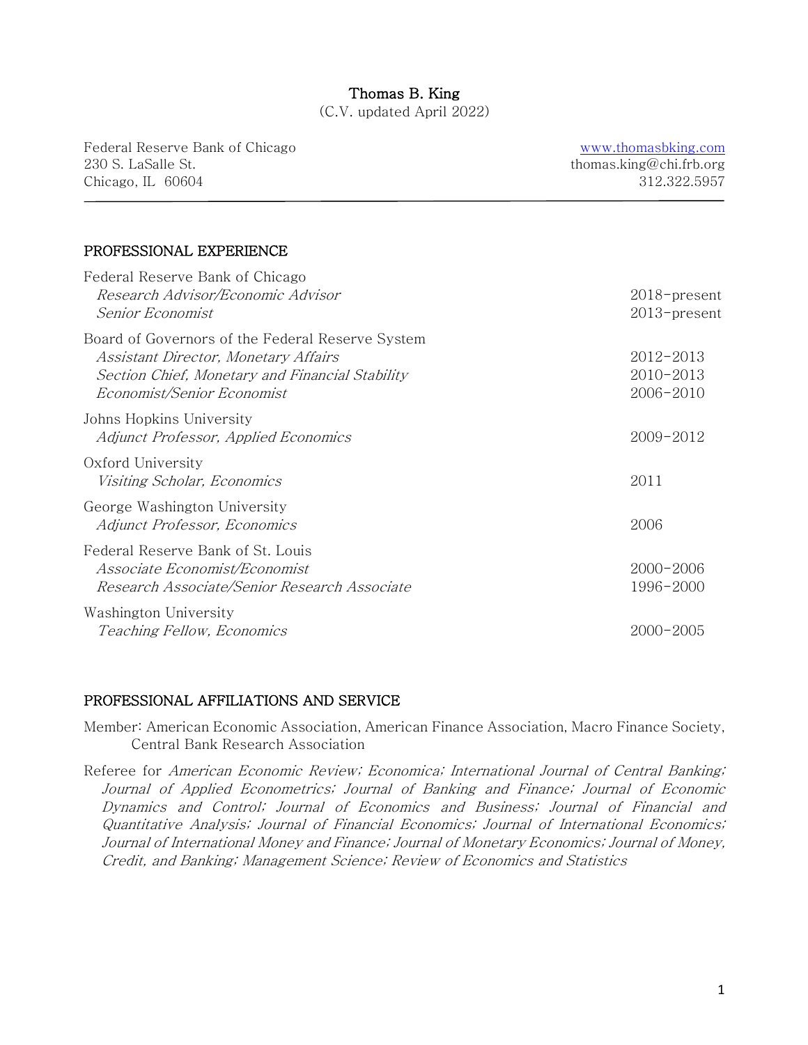# Thomas B. King

(C.V. updated April 2022)

Federal Reserve Bank of Chicago
230 S. LaSalle St.
Chicago, IL 60604

[www.thomasbking.com](http://www.thomasbking.com)
thomas.king@chi.frb.org
312.322.5957

---

## PROFESSIONAL EXPERIENCE

Federal Reserve Bank of Chicago
- *Research Advisor/Economic Advisor* — 2018–present
- *Senior Economist* — 2013–present

Board of Governors of the Federal Reserve System
- *Assistant Director, Monetary Affairs* — 2012–2013
- *Section Chief, Monetary and Financial Stability* — 2010–2013
- *Economist/Senior Economist* — 2006–2010

Johns Hopkins University
- *Adjunct Professor, Applied Economics* — 2009–2012

Oxford University
- *Visiting Scholar, Economics* — 2011

George Washington University
- *Adjunct Professor, Economics* — 2006

Federal Reserve Bank of St. Louis
- *Associate Economist/Economist* — 2000–2006
- *Research Associate/Senior Research Associate* — 1996–2000

Washington University
- *Teaching Fellow, Economics* — 2000–2005

## PROFESSIONAL AFFILIATIONS AND SERVICE

Member: American Economic Association, American Finance Association, Macro Finance Society, Central Bank Research Association

Referee for *American Economic Review; Economica; International Journal of Central Banking; Journal of Applied Econometrics; Journal of Banking and Finance; Journal of Economic Dynamics and Control; Journal of Economics and Business; Journal of Financial and Quantitative Analysis; Journal of Financial Economics; Journal of International Economics; Journal of International Money and Finance; Journal of Monetary Economics; Journal of Money, Credit, and Banking; Management Science; Review of Economics and Statistics*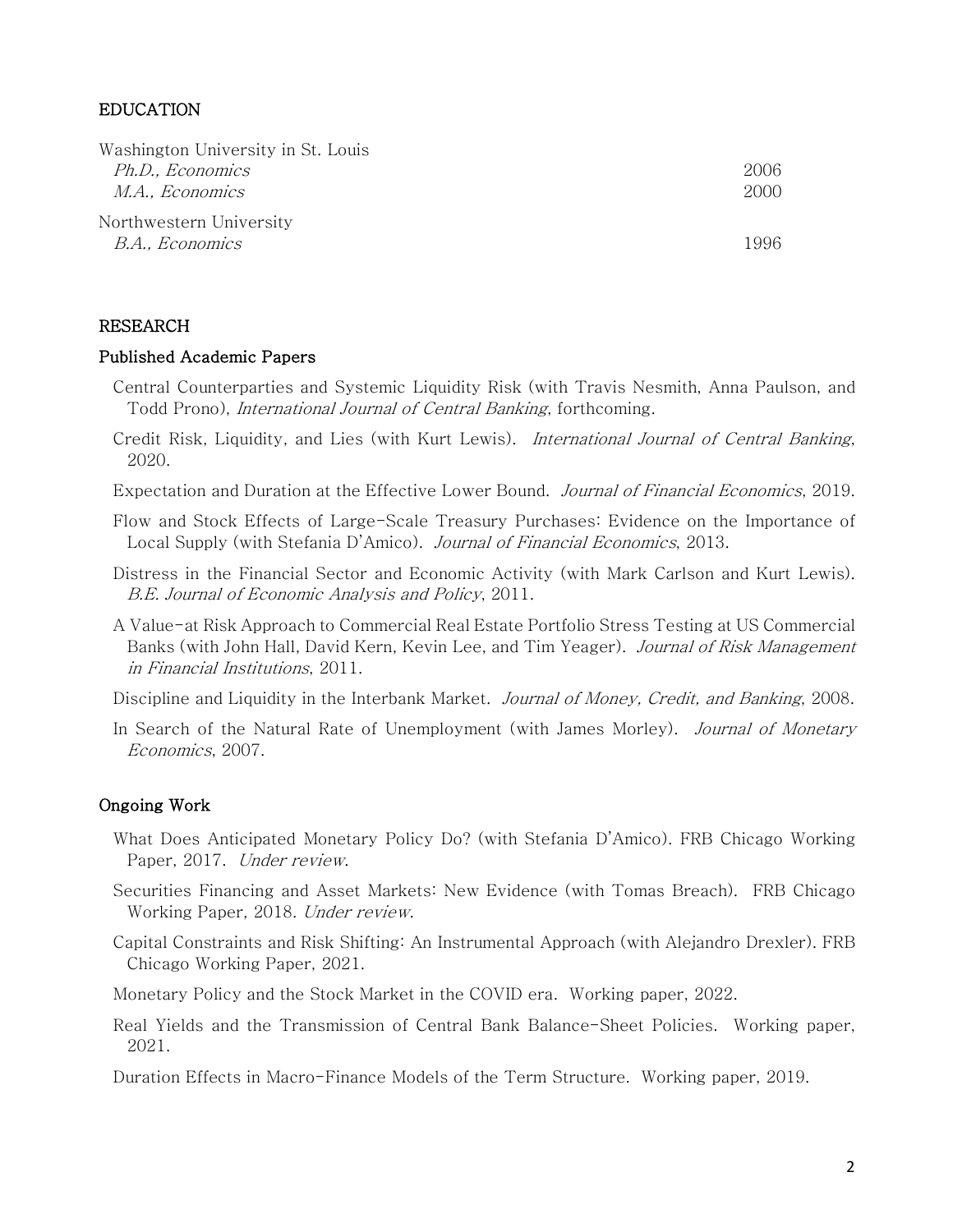## EDUCATION

Washington University in St. Louis
*Ph.D., Economics* 2006
*M.A., Economics* 2000

Northwestern University
*B.A., Economics* 1996

## RESEARCH

### Published Academic Papers

Central Counterparties and Systemic Liquidity Risk (with Travis Nesmith, Anna Paulson, and Todd Prono), *International Journal of Central Banking*, forthcoming.

Credit Risk, Liquidity, and Lies (with Kurt Lewis). *International Journal of Central Banking*, 2020.

Expectation and Duration at the Effective Lower Bound. *Journal of Financial Economics*, 2019.

Flow and Stock Effects of Large-Scale Treasury Purchases: Evidence on the Importance of Local Supply (with Stefania D'Amico). *Journal of Financial Economics*, 2013.

Distress in the Financial Sector and Economic Activity (with Mark Carlson and Kurt Lewis). *B.E. Journal of Economic Analysis and Policy*, 2011.

A Value-at Risk Approach to Commercial Real Estate Portfolio Stress Testing at US Commercial Banks (with John Hall, David Kern, Kevin Lee, and Tim Yeager). *Journal of Risk Management in Financial Institutions*, 2011.

Discipline and Liquidity in the Interbank Market. *Journal of Money, Credit, and Banking*, 2008.

In Search of the Natural Rate of Unemployment (with James Morley). *Journal of Monetary Economics*, 2007.

### Ongoing Work

What Does Anticipated Monetary Policy Do? (with Stefania D'Amico). FRB Chicago Working Paper, 2017. *Under review*.

Securities Financing and Asset Markets: New Evidence (with Tomas Breach). FRB Chicago Working Paper, 2018. *Under review.*

Capital Constraints and Risk Shifting: An Instrumental Approach (with Alejandro Drexler). FRB Chicago Working Paper, 2021.

Monetary Policy and the Stock Market in the COVID era. Working paper, 2022.

Real Yields and the Transmission of Central Bank Balance-Sheet Policies. Working paper, 2021.

Duration Effects in Macro-Finance Models of the Term Structure. Working paper, 2019.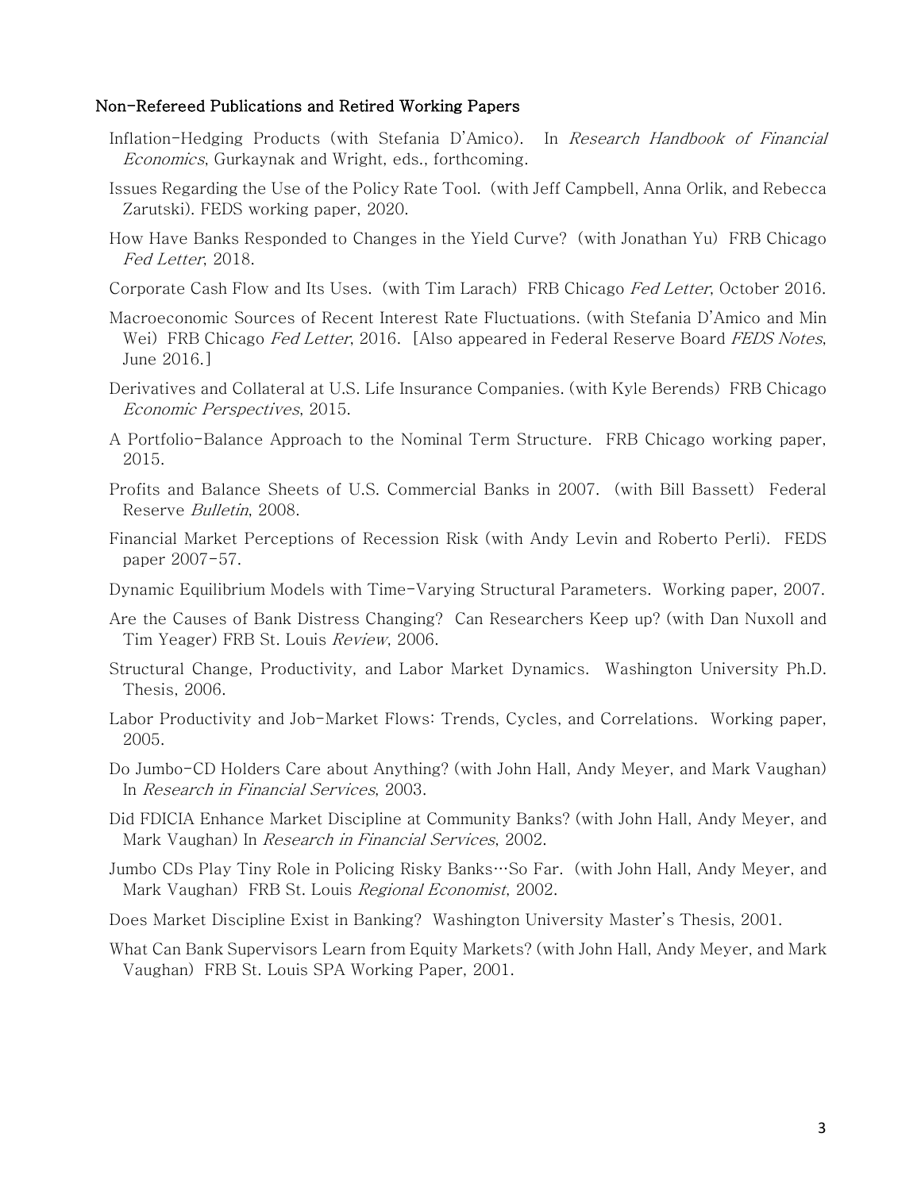### Non-Refereed Publications and Retired Working Papers

Inflation-Hedging Products (with Stefania D'Amico). In *Research Handbook of Financial Economics*, Gurkaynak and Wright, eds., forthcoming.

Issues Regarding the Use of the Policy Rate Tool. (with Jeff Campbell, Anna Orlik, and Rebecca Zarutski). FEDS working paper, 2020.

How Have Banks Responded to Changes in the Yield Curve? (with Jonathan Yu) FRB Chicago *Fed Letter*, 2018.

Corporate Cash Flow and Its Uses. (with Tim Larach) FRB Chicago *Fed Letter*, October 2016.

Macroeconomic Sources of Recent Interest Rate Fluctuations. (with Stefania D'Amico and Min Wei) FRB Chicago *Fed Letter*, 2016. [Also appeared in Federal Reserve Board *FEDS Notes*, June 2016.]

Derivatives and Collateral at U.S. Life Insurance Companies. (with Kyle Berends) FRB Chicago *Economic Perspectives*, 2015.

A Portfolio-Balance Approach to the Nominal Term Structure. FRB Chicago working paper, 2015.

Profits and Balance Sheets of U.S. Commercial Banks in 2007. (with Bill Bassett) Federal Reserve *Bulletin*, 2008.

Financial Market Perceptions of Recession Risk (with Andy Levin and Roberto Perli). FEDS paper 2007-57.

Dynamic Equilibrium Models with Time-Varying Structural Parameters. Working paper, 2007.

Are the Causes of Bank Distress Changing? Can Researchers Keep up? (with Dan Nuxoll and Tim Yeager) FRB St. Louis *Review*, 2006.

Structural Change, Productivity, and Labor Market Dynamics. Washington University Ph.D. Thesis, 2006.

Labor Productivity and Job-Market Flows: Trends, Cycles, and Correlations. Working paper, 2005.

Do Jumbo-CD Holders Care about Anything? (with John Hall, Andy Meyer, and Mark Vaughan) In *Research in Financial Services*, 2003.

Did FDICIA Enhance Market Discipline at Community Banks? (with John Hall, Andy Meyer, and Mark Vaughan) In *Research in Financial Services*, 2002.

Jumbo CDs Play Tiny Role in Policing Risky Banks…So Far. (with John Hall, Andy Meyer, and Mark Vaughan) FRB St. Louis *Regional Economist*, 2002.

Does Market Discipline Exist in Banking? Washington University Master's Thesis, 2001.

What Can Bank Supervisors Learn from Equity Markets? (with John Hall, Andy Meyer, and Mark Vaughan) FRB St. Louis SPA Working Paper, 2001.